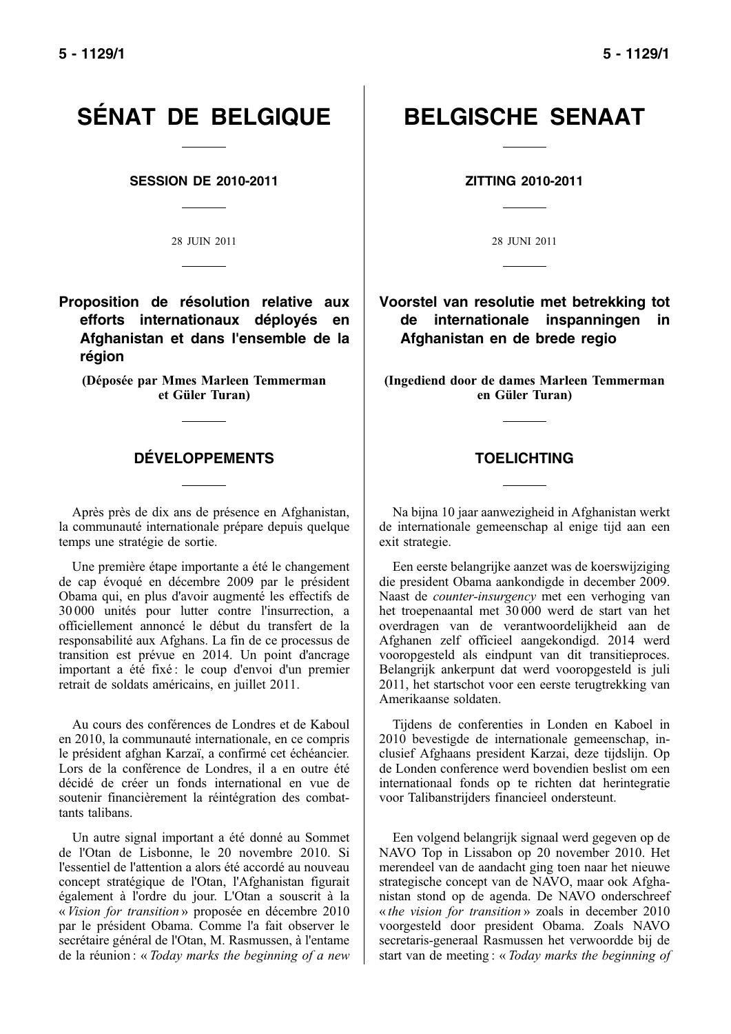# SÉNAT DE BELGIQUE

**SESSION DE 2010-2011**

28 JUIN 2011

## Proposition de résolution relative aux efforts internationaux déployés en Afghanistan et dans l'ensemble de la région

**(Déposée par Mmes Marleen Temmerman et Güler Turan)**

### DÉVELOPPEMENTS

Après près de dix ans de présence en Afghanistan, la communauté internationale prépare depuis quelque temps une stratégie de sortie.

Une première étape importante a été le changement de cap évoqué en décembre 2009 par le président Obama qui, en plus d'avoir augmenté les effectifs de 30 000 unités pour lutter contre l'insurrection, a officiellement annoncé le début du transfert de la responsabilité aux Afghans. La fin de ce processus de transition est prévue en 2014. Un point d'ancrage important a été fixé : le coup d'envoi d'un premier retrait de soldats américains, en juillet 2011.

Au cours des conférences de Londres et de Kaboul en 2010, la communauté internationale, en ce compris le président afghan Karzaï, a confirmé cet échéancier. Lors de la conférence de Londres, il a en outre été décidé de créer un fonds international en vue de soutenir financièrement la réintégration des combattants talibans.

Un autre signal important a été donné au Sommet de l'Otan de Lisbonne, le 20 novembre 2010. Si l'essentiel de l'attention a alors été accordé au nouveau concept stratégique de l'Otan, l'Afghanistan figurait également à l'ordre du jour. L'Otan a souscrit à la « *Vision for transition* » proposée en décembre 2010 par le président Obama. Comme l'a fait observer le secrétaire général de l'Otan, M. Rasmussen, à l'entame de la réunion : « *Today marks the beginning of a new*

# BELGISCHE SENAAT

**ZITTING 2010-2011**

28 JUNI 2011

## Voorstel van resolutie met betrekking tot de internationale inspanningen in Afghanistan en de brede regio

**(Ingediend door de dames Marleen Temmerman en Güler Turan)**

### TOELICHTING

Na bijna 10 jaar aanwezigheid in Afghanistan werkt de internationale gemeenschap al enige tijd aan een exit strategie.

Een eerste belangrijke aanzet was de koerswijziging die president Obama aankondigde in december 2009. Naast de *counter-insurgency* met een verhoging van het troepenaantal met 30 000 werd de start van het overdragen van de verantwoordelijkheid aan de Afghanen zelf officieel aangekondigd. 2014 werd vooropgesteld als eindpunt van dit transitieproces. Belangrijk ankerpunt dat werd vooropgesteld is juli 2011, het startschot voor een eerste terugtrekking van Amerikaanse soldaten.

Tijdens de conferenties in Londen en Kaboel in 2010 bevestigde de internationale gemeenschap, inclusief Afghaans president Karzai, deze tijdslijn. Op de Londen conference werd bovendien beslist om een internationaal fonds op te richten dat herintegratie voor Talibanstrijders financieel ondersteunt.

Een volgend belangrijk signaal werd gegeven op de NAVO Top in Lissabon op 20 november 2010. Het merendeel van de aandacht ging toen naar het nieuwe strategische concept van de NAVO, maar ook Afghanistan stond op de agenda. De NAVO onderschreef « *the vision for transition* » zoals in december 2010 voorgesteld door president Obama. Zoals NAVO secretaris-generaal Rasmussen het verwoordde bij de start van de meeting : « *Today marks the beginning of*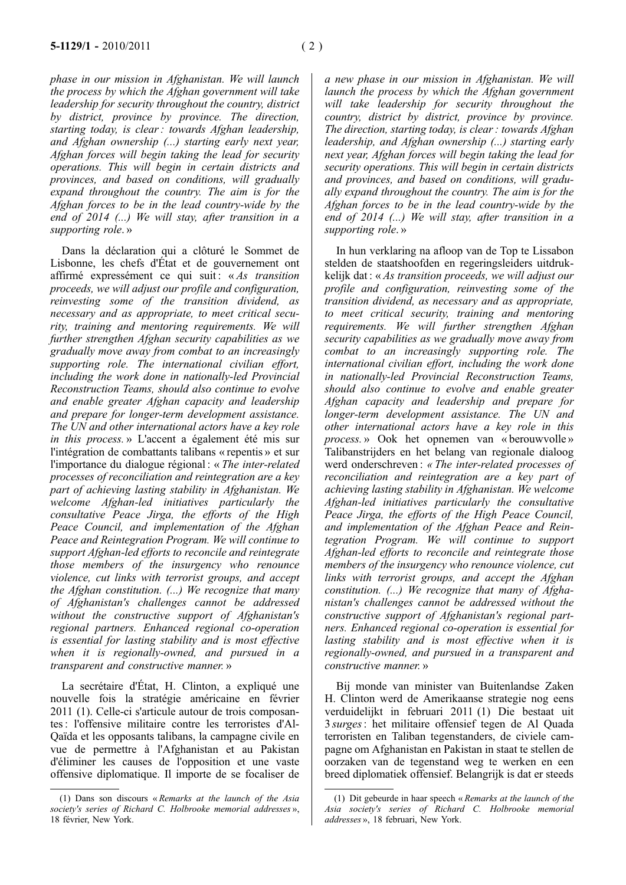*phase in our mission in Afghanistan. We will launch the process by which the Afghan government will take leadership for security throughout the country, district by district, province by province. The direction, starting today, is clear : towards Afghan leadership, and Afghan ownership (...) starting early next year, Afghan forces will begin taking the lead for security operations. This will begin in certain districts and provinces, and based on conditions, will gradually expand throughout the country. The aim is for the Afghan forces to be in the lead country-wide by the end of 2014 (...) We will stay, after transition in a supporting role*. »

Dans la déclaration qui a clôturé le Sommet de Lisbonne, les chefs d'État et de gouvernement ont affirmé expressément ce qui suit : « *As transition proceeds, we will adjust our profile and configuration, reinvesting some of the transition dividend, as necessary and as appropriate, to meet critical security, training and mentoring requirements. We will further strengthen Afghan security capabilities as we gradually move away from combat to an increasingly supporting role. The international civilian effort, including the work done in nationally-led Provincial Reconstruction Teams, should also continue to evolve and enable greater Afghan capacity and leadership and prepare for longer-term development assistance. The UN and other international actors have a key role in this process.* » L'accent a également été mis sur l'intégration de combattants talibans « repentis » et sur l'importance du dialogue régional : « *The inter-related processes of reconciliation and reintegration are a key part of achieving lasting stability in Afghanistan. We welcome Afghan-led initiatives particularly the consultative Peace Jirga, the efforts of the High Peace Council, and implementation of the Afghan Peace and Reintegration Program. We will continue to support Afghan-led efforts to reconcile and reintegrate those members of the insurgency who renounce violence, cut links with terrorist groups, and accept the Afghan constitution. (...) We recognize that many of Afghanistan's challenges cannot be addressed without the constructive support of Afghanistan's regional partners. Enhanced regional co-operation is essential for lasting stability and is most effective when it is regionally-owned, and pursued in a transparent and constructive manner.* »

La secrétaire d'État, H. Clinton, a expliqué une nouvelle fois la stratégie américaine en février 2011 (1). Celle-ci s'articule autour de trois composantes : l'offensive militaire contre les terroristes d'Al-Qaïda et les opposants talibans, la campagne civile en vue de permettre à l'Afghanistan et au Pakistan d'éliminer les causes de l'opposition et une vaste offensive diplomatique. Il importe de se focaliser de

(1) Dans son discours « *Remarks at the launch of the Asia society's series of Richard C. Holbrooke memorial addresses* », 18 février, New York.

*a new phase in our mission in Afghanistan. We will launch the process by which the Afghan government will take leadership for security throughout the country, district by district, province by province. The direction, starting today, is clear : towards Afghan leadership, and Afghan ownership (...) starting early next year, Afghan forces will begin taking the lead for security operations. This will begin in certain districts and provinces, and based on conditions, will gradually expand throughout the country. The aim is for the Afghan forces to be in the lead country-wide by the end of 2014 (...) We will stay, after transition in a supporting role*. »

In hun verklaring na afloop van de Top te Lissabon stelden de staatshoofden en regeringsleiders uitdrukkelijk dat : « *As transition proceeds, we will adjust our profile and configuration, reinvesting some of the transition dividend, as necessary and as appropriate, to meet critical security, training and mentoring requirements. We will further strengthen Afghan security capabilities as we gradually move away from combat to an increasingly supporting role. The international civilian effort, including the work done in nationally-led Provincial Reconstruction Teams, should also continue to evolve and enable greater Afghan capacity and leadership and prepare for longer-term development assistance. The UN and other international actors have a key role in this process.* » Ook het opnemen van « berouwvolle » Talibanstrijders en het belang van regionale dialoog werd onderschreven : *« The inter-related processes of reconciliation and reintegration are a key part of achieving lasting stability in Afghanistan. We welcome Afghan-led initiatives particularly the consultative Peace Jirga, the efforts of the High Peace Council, and implementation of the Afghan Peace and Reintegration Program. We will continue to support Afghan-led efforts to reconcile and reintegrate those members of the insurgency who renounce violence, cut links with terrorist groups, and accept the Afghan constitution. (...) We recognize that many of Afghanistan's challenges cannot be addressed without the constructive support of Afghanistan's regional partners. Enhanced regional co-operation is essential for lasting stability and is most effective when it is regionally-owned, and pursued in a transparent and constructive manner.* »

Bij monde van minister van Buitenlandse Zaken H. Clinton werd de Amerikaanse strategie nog eens verduidelijkt in februari 2011 (1) Die bestaat uit 3 *surges* : het militaire offensief tegen de Al Quada terroristen en Taliban tegenstanders, de civiele campagne om Afghanistan en Pakistan in staat te stellen de oorzaken van de tegenstand weg te werken en een breed diplomatiek offensief. Belangrijk is dat er steeds

(1) Dit gebeurde in haar speech « *Remarks at the launch of the Asia society's series of Richard C. Holbrooke memorial addresses* », 18 februari, New York.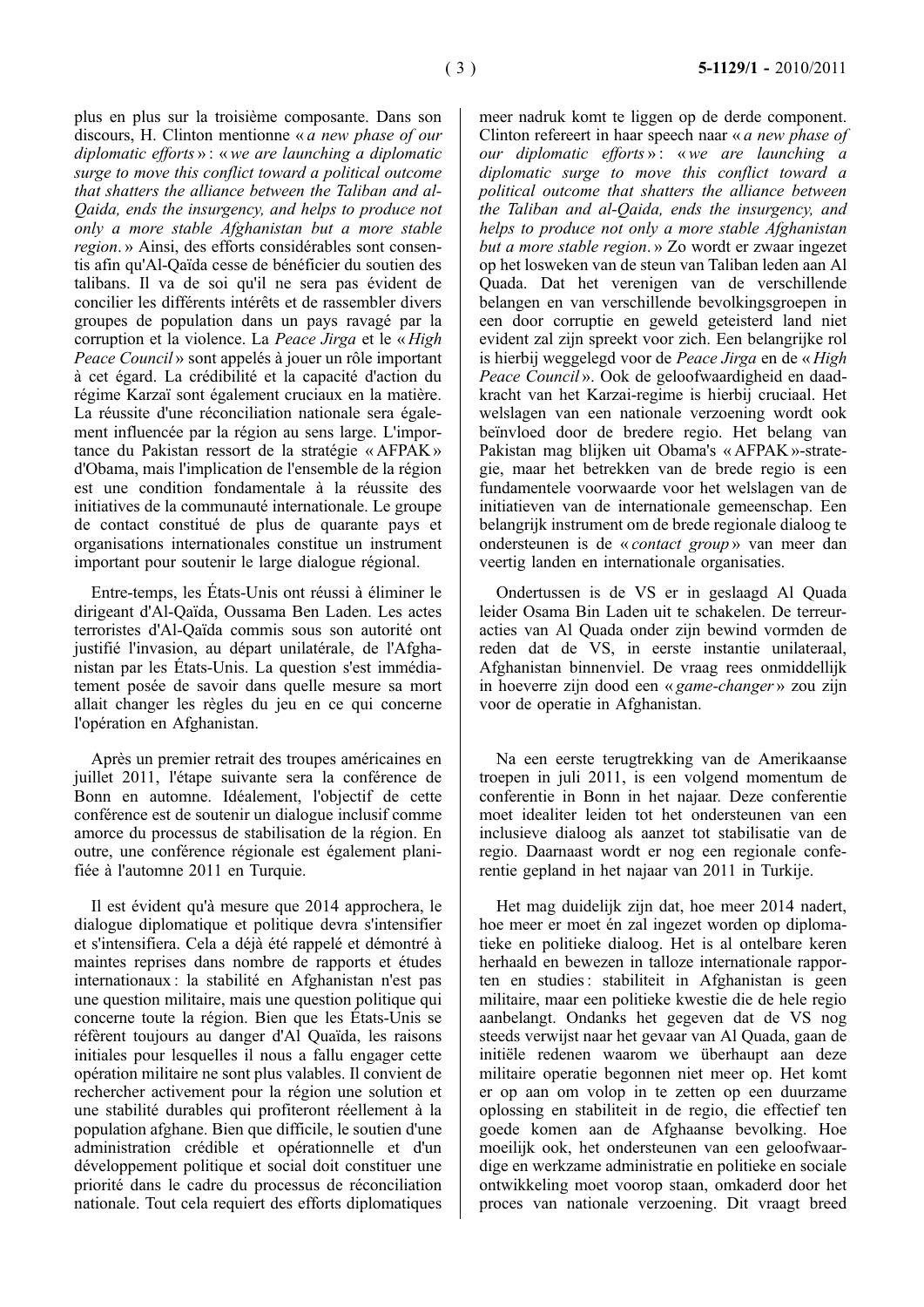plus en plus sur la troisième composante. Dans son discours, H. Clinton mentionne « *a new phase of our diplomatic efforts* » : « *we are launching a diplomatic surge to move this conflict toward a political outcome that shatters the alliance between the Taliban and al-Qaida, ends the insurgency, and helps to produce not only a more stable Afghanistan but a more stable region*. » Ainsi, des efforts considérables sont consentis afin qu'Al-Qaïda cesse de bénéficier du soutien des talibans. Il va de soi qu'il ne sera pas évident de concilier les différents intérêts et de rassembler divers groupes de population dans un pays ravagé par la corruption et la violence. La *Peace Jirga* et le « *High Peace Council* » sont appelés à jouer un rôle important à cet égard. La crédibilité et la capacité d'action du régime Karzaï sont également cruciaux en la matière. La réussite d'une réconciliation nationale sera également influencée par la région au sens large. L'importance du Pakistan ressort de la stratégie « AFPAK » d'Obama, mais l'implication de l'ensemble de la région est une condition fondamentale à la réussite des initiatives de la communauté internationale. Le groupe de contact constitué de plus de quarante pays et organisations internationales constitue un instrument important pour soutenir le large dialogue régional.

Entre-temps, les États-Unis ont réussi à éliminer le dirigeant d'Al-Qaïda, Oussama Ben Laden. Les actes terroristes d'Al-Qaïda commis sous son autorité ont justifié l'invasion, au départ unilatérale, de l'Afghanistan par les États-Unis. La question s'est immédiatement posée de savoir dans quelle mesure sa mort allait changer les règles du jeu en ce qui concerne l'opération en Afghanistan.

Après un premier retrait des troupes américaines en juillet 2011, l'étape suivante sera la conférence de Bonn en automne. Idéalement, l'objectif de cette conférence est de soutenir un dialogue inclusif comme amorce du processus de stabilisation de la région. En outre, une conférence régionale est également planifiée à l'automne 2011 en Turquie.

Il est évident qu'à mesure que 2014 approchera, le dialogue diplomatique et politique devra s'intensifier et s'intensifiera. Cela a déjà été rappelé et démontré à maintes reprises dans nombre de rapports et études internationaux : la stabilité en Afghanistan n'est pas une question militaire, mais une question politique qui concerne toute la région. Bien que les États-Unis se réfèrent toujours au danger d'Al Quaïda, les raisons initiales pour lesquelles il nous a fallu engager cette opération militaire ne sont plus valables. Il convient de rechercher activement pour la région une solution et une stabilité durables qui profiteront réellement à la population afghane. Bien que difficile, le soutien d'une administration crédible et opérationnelle et d'un développement politique et social doit constituer une priorité dans le cadre du processus de réconciliation nationale. Tout cela requiert des efforts diplomatiques

meer nadruk komt te liggen op de derde component. Clinton refereert in haar speech naar « *a new phase of our diplomatic efforts* » : « *we are launching a diplomatic surge to move this conflict toward a political outcome that shatters the alliance between the Taliban and al-Qaida, ends the insurgency, and helps to produce not only a more stable Afghanistan but a more stable region*. » Zo wordt er zwaar ingezet op het losweken van de steun van Taliban leden aan Al Quada. Dat het verenigen van de verschillende belangen en van verschillende bevolkingsgroepen in een door corruptie en geweld geteisterd land niet evident zal zijn spreekt voor zich. Een belangrijke rol is hierbij weggelegd voor de *Peace Jirga* en de « *High Peace Council* ». Ook de geloofwaardigheid en daadkracht van het Karzai-regime is hierbij cruciaal. Het welslagen van een nationale verzoening wordt ook beïnvloed door de bredere regio. Het belang van Pakistan mag blijken uit Obama's « AFPAK »-strategie, maar het betrekken van de brede regio is een fundamentele voorwaarde voor het welslagen van de initiatieven van de internationale gemeenschap. Een belangrijk instrument om de brede regionale dialoog te ondersteunen is de « *contact group* » van meer dan veertig landen en internationale organisaties.

Ondertussen is de VS er in geslaagd Al Quada leider Osama Bin Laden uit te schakelen. De terreuracties van Al Quada onder zijn bewind vormden de reden dat de VS, in eerste instantie unilateraal, Afghanistan binnenviel. De vraag rees onmiddellijk in hoeverre zijn dood een « *game-changer* » zou zijn voor de operatie in Afghanistan.

Na een eerste terugtrekking van de Amerikaanse troepen in juli 2011, is een volgend momentum de conferentie in Bonn in het najaar. Deze conferentie moet idealiter leiden tot het ondersteunen van een inclusieve dialoog als aanzet tot stabilisatie van de regio. Daarnaast wordt er nog een regionale conferentie gepland in het najaar van 2011 in Turkije.

Het mag duidelijk zijn dat, hoe meer 2014 nadert, hoe meer er moet én zal ingezet worden op diplomatieke en politieke dialoog. Het is al ontelbare keren herhaald en bewezen in talloze internationale rapporten en studies : stabiliteit in Afghanistan is geen militaire, maar een politieke kwestie die de hele regio aanbelangt. Ondanks het gegeven dat de VS nog steeds verwijst naar het gevaar van Al Quada, gaan de initiële redenen waarom we überhaupt aan deze militaire operatie begonnen niet meer op. Het komt er op aan om volop in te zetten op een duurzame oplossing en stabiliteit in de regio, die effectief ten goede komen aan de Afghaanse bevolking. Hoe moeilijk ook, het ondersteunen van een geloofwaardige en werkzame administratie en politieke en sociale ontwikkeling moet voorop staan, omkaderd door het proces van nationale verzoening. Dit vraagt breed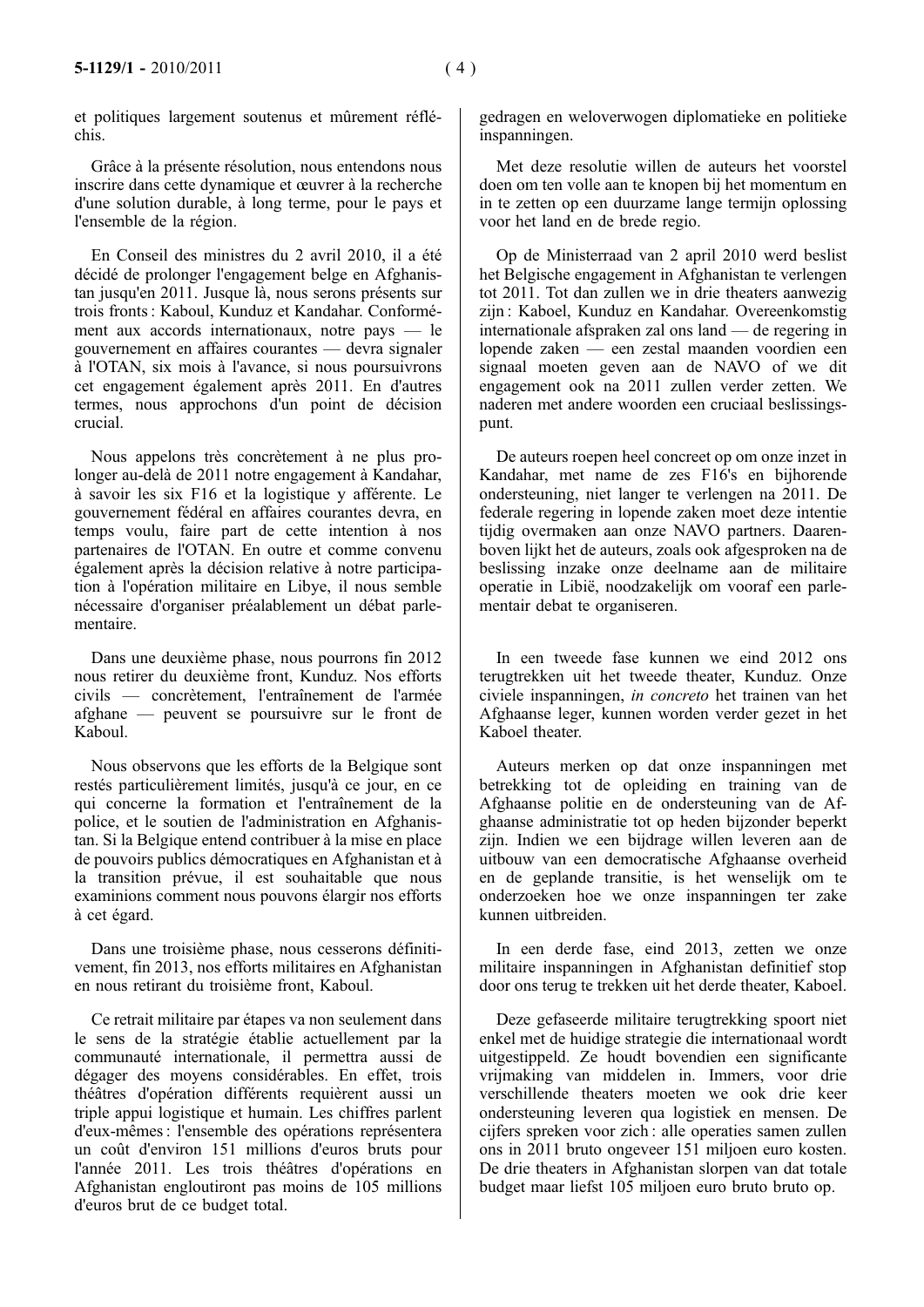et politiques largement soutenus et mûrement réfléchis.

Grâce à la présente résolution, nous entendons nous inscrire dans cette dynamique et œuvrer à la recherche d'une solution durable, à long terme, pour le pays et l'ensemble de la région.

En Conseil des ministres du 2 avril 2010, il a été décidé de prolonger l'engagement belge en Afghanistan jusqu'en 2011. Jusque là, nous serons présents sur trois fronts : Kaboul, Kunduz et Kandahar. Conformément aux accords internationaux, notre pays — le gouvernement en affaires courantes — devra signaler à l'OTAN, six mois à l'avance, si nous poursuivrons cet engagement également après 2011. En d'autres termes, nous approchons d'un point de décision crucial.

Nous appelons très concrètement à ne plus prolonger au-delà de 2011 notre engagement à Kandahar, à savoir les six F16 et la logistique y afférente. Le gouvernement fédéral en affaires courantes devra, en temps voulu, faire part de cette intention à nos partenaires de l'OTAN. En outre et comme convenu également après la décision relative à notre participation à l'opération militaire en Libye, il nous semble nécessaire d'organiser préalablement un débat parlementaire.

Dans une deuxième phase, nous pourrons fin 2012 nous retirer du deuxième front, Kunduz. Nos efforts civils — concrètement, l'entraînement de l'armée afghane — peuvent se poursuivre sur le front de Kaboul.

Nous observons que les efforts de la Belgique sont restés particulièrement limités, jusqu'à ce jour, en ce qui concerne la formation et l'entraînement de la police, et le soutien de l'administration en Afghanistan. Si la Belgique entend contribuer à la mise en place de pouvoirs publics démocratiques en Afghanistan et à la transition prévue, il est souhaitable que nous examinions comment nous pouvons élargir nos efforts à cet égard.

Dans une troisième phase, nous cesserons définitivement, fin 2013, nos efforts militaires en Afghanistan en nous retirant du troisième front, Kaboul.

Ce retrait militaire par étapes va non seulement dans le sens de la stratégie établie actuellement par la communauté internationale, il permettra aussi de dégager des moyens considérables. En effet, trois théâtres d'opération différents requièrent aussi un triple appui logistique et humain. Les chiffres parlent d'eux-mêmes : l'ensemble des opérations représentera un coût d'environ 151 millions d'euros bruts pour l'année 2011. Les trois théâtres d'opérations en Afghanistan engloutiront pas moins de 105 millions d'euros brut de ce budget total.

gedragen en weloverwogen diplomatieke en politieke inspanningen.

Met deze resolutie willen de auteurs het voorstel doen om ten volle aan te knopen bij het momentum en in te zetten op een duurzame lange termijn oplossing voor het land en de brede regio.

Op de Ministerraad van 2 april 2010 werd beslist het Belgische engagement in Afghanistan te verlengen tot 2011. Tot dan zullen we in drie theaters aanwezig zijn : Kaboel, Kunduz en Kandahar. Overeenkomstig internationale afspraken zal ons land — de regering in lopende zaken — een zestal maanden voordien een signaal moeten geven aan de NAVO of we dit engagement ook na 2011 zullen verder zetten. We naderen met andere woorden een cruciaal beslissingspunt.

De auteurs roepen heel concreet op om onze inzet in Kandahar, met name de zes F16's en bijhorende ondersteuning, niet langer te verlengen na 2011. De federale regering in lopende zaken moet deze intentie tijdig overmaken aan onze NAVO partners. Daarenboven lijkt het de auteurs, zoals ook afgesproken na de beslissing inzake onze deelname aan de militaire operatie in Libië, noodzakelijk om vooraf een parlementair debat te organiseren.

In een tweede fase kunnen we eind 2012 ons terugtrekken uit het tweede theater, Kunduz. Onze civiele inspanningen, *in concreto* het trainen van het Afghaanse leger, kunnen worden verder gezet in het Kaboel theater.

Auteurs merken op dat onze inspanningen met betrekking tot de opleiding en training van de Afghaanse politie en de ondersteuning van de Afghaanse administratie tot op heden bijzonder beperkt zijn. Indien we een bijdrage willen leveren aan de uitbouw van een democratische Afghaanse overheid en de geplande transitie, is het wenselijk om te onderzoeken hoe we onze inspanningen ter zake kunnen uitbreiden.

In een derde fase, eind 2013, zetten we onze militaire inspanningen in Afghanistan definitief stop door ons terug te trekken uit het derde theater, Kaboel.

Deze gefaseerde militaire terugtrekking spoort niet enkel met de huidige strategie die internationaal wordt uitgestippeld. Ze houdt bovendien een significante vrijmaking van middelen in. Immers, voor drie verschillende theaters moeten we ook drie keer ondersteuning leveren qua logistiek en mensen. De cijfers spreken voor zich : alle operaties samen zullen ons in 2011 bruto ongeveer 151 miljoen euro kosten. De drie theaters in Afghanistan slorpen van dat totale budget maar liefst 105 miljoen euro bruto bruto op.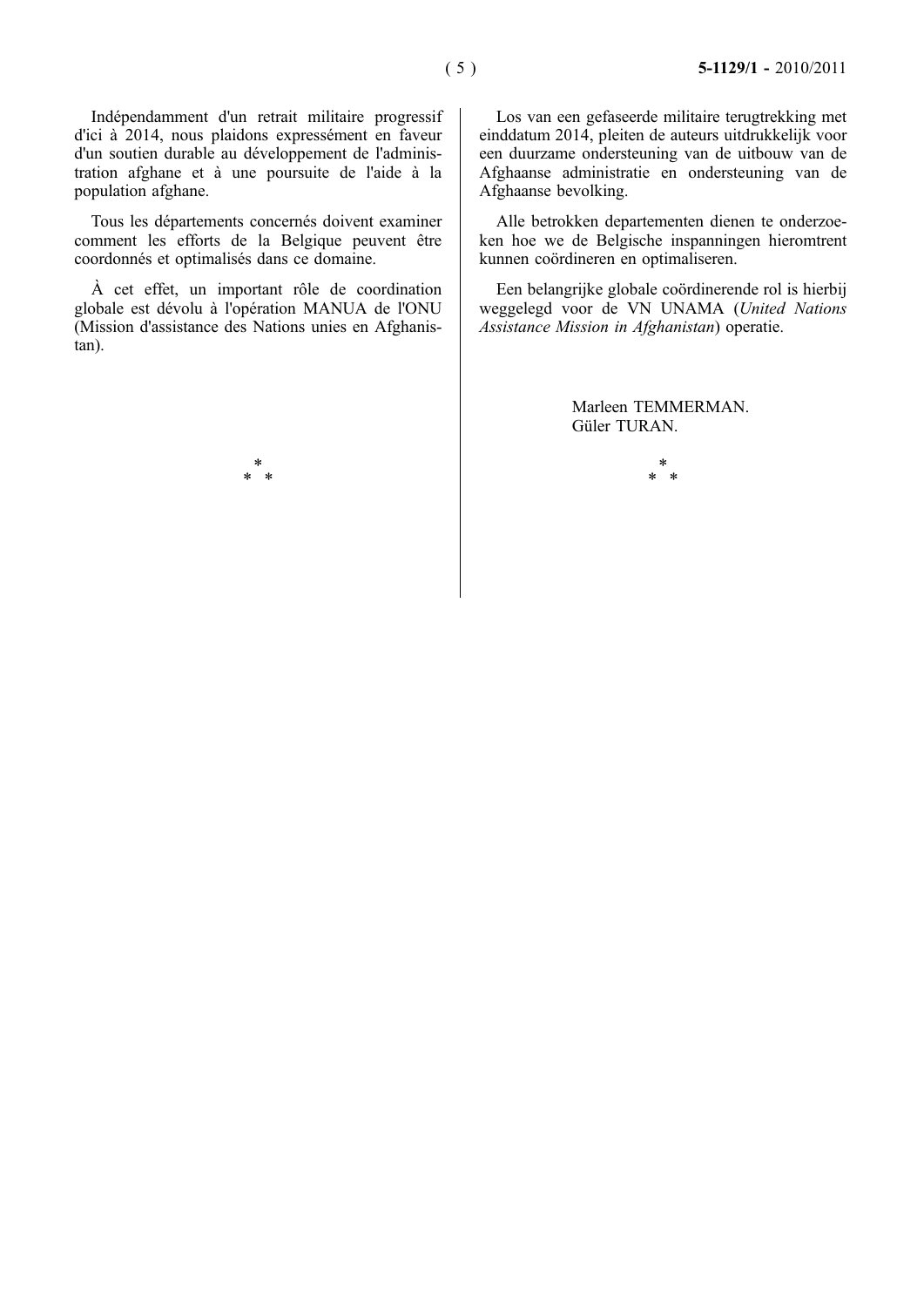Indépendamment d'un retrait militaire progressif d'ici à 2014, nous plaidons expressément en faveur d'un soutien durable au développement de l'administration afghane et à une poursuite de l'aide à la population afghane.

Tous les départements concernés doivent examiner comment les efforts de la Belgique peuvent être coordonnés et optimalisés dans ce domaine.

À cet effet, un important rôle de coordination globale est dévolu à l'opération MANUA de l'ONU (Mission d'assistance des Nations unies en Afghanistan).

*
* *

Los van een gefaseerde militaire terugtrekking met einddatum 2014, pleiten de auteurs uitdrukkelijk voor een duurzame ondersteuning van de uitbouw van de Afghaanse administratie en ondersteuning van de Afghaanse bevolking.

Alle betrokken departementen dienen te onderzoeken hoe we de Belgische inspanningen hieromtrent kunnen coördineren en optimaliseren.

Een belangrijke globale coördinerende rol is hierbij weggelegd voor de VN UNAMA (*United Nations Assistance Mission in Afghanistan*) operatie.

Marleen TEMMERMAN.
Güler TURAN.

*
* *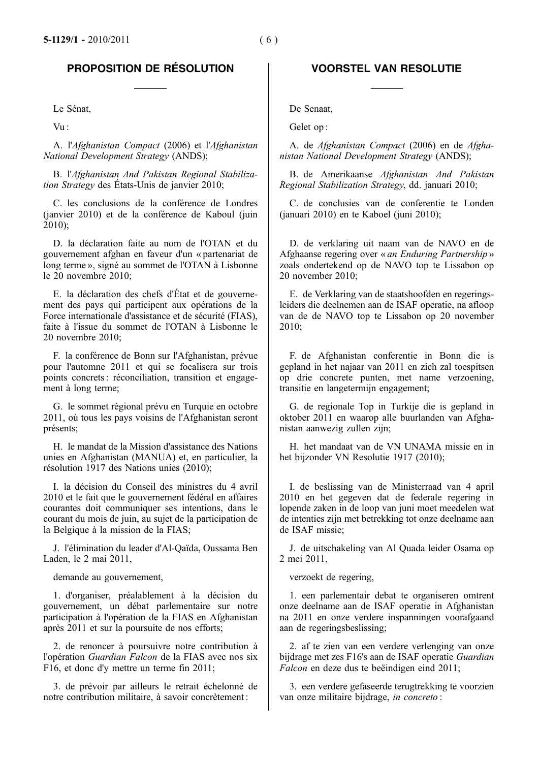## PROPOSITION DE RÉSOLUTION

Le Sénat,

Vu :

A. l'*Afghanistan Compact* (2006) et l'*Afghanistan National Development Strategy* (ANDS);

B. l'*Afghanistan And Pakistan Regional Stabilization Strategy* des États-Unis de janvier 2010;

C. les conclusions de la conférence de Londres (janvier 2010) et de la conférence de Kaboul (juin 2010);

D. la déclaration faite au nom de l'OTAN et du gouvernement afghan en faveur d'un « partenariat de long terme », signé au sommet de l'OTAN à Lisbonne le 20 novembre 2010;

E. la déclaration des chefs d'État et de gouvernement des pays qui participent aux opérations de la Force internationale d'assistance et de sécurité (FIAS), faite à l'issue du sommet de l'OTAN à Lisbonne le 20 novembre 2010;

F. la conférence de Bonn sur l'Afghanistan, prévue pour l'automne 2011 et qui se focalisera sur trois points concrets : réconciliation, transition et engagement à long terme;

G. le sommet régional prévu en Turquie en octobre 2011, où tous les pays voisins de l'Afghanistan seront présents;

H. le mandat de la Mission d'assistance des Nations unies en Afghanistan (MANUA) et, en particulier, la résolution 1917 des Nations unies (2010);

I. la décision du Conseil des ministres du 4 avril 2010 et le fait que le gouvernement fédéral en affaires courantes doit communiquer ses intentions, dans le courant du mois de juin, au sujet de la participation de la Belgique à la mission de la FIAS;

J. l'élimination du leader d'Al-Qaïda, Oussama Ben Laden, le 2 mai 2011,

demande au gouvernement,

1. d'organiser, préalablement à la décision du gouvernement, un débat parlementaire sur notre participation à l'opération de la FIAS en Afghanistan après 2011 et sur la poursuite de nos efforts;

2. de renoncer à poursuivre notre contribution à l'opération *Guardian Falcon* de la FIAS avec nos six F16, et donc d'y mettre un terme fin 2011;

3. de prévoir par ailleurs le retrait échelonné de notre contribution militaire, à savoir concrètement :

## VOORSTEL VAN RESOLUTIE

De Senaat,

Gelet op :

A. de *Afghanistan Compact* (2006) en de *Afghanistan National Development Strategy* (ANDS);

B. de Amerikaanse *Afghanistan And Pakistan Regional Stabilization Strategy*, dd. januari 2010;

C. de conclusies van de conferentie te Londen (januari 2010) en te Kaboel (juni 2010);

D. de verklaring uit naam van de NAVO en de Afghaanse regering over « *an Enduring Partnership* » zoals ondertekend op de NAVO top te Lissabon op 20 november 2010;

E. de Verklaring van de staatshoofden en regeringsleiders die deelnemen aan de ISAF operatie, na afloop van de de NAVO top te Lissabon op 20 november 2010;

F. de Afghanistan conferentie in Bonn die is gepland in het najaar van 2011 en zich zal toespitsen op drie concrete punten, met name verzoening, transitie en langetermijn engagement;

G. de regionale Top in Turkije die is gepland in oktober 2011 en waarop alle buurlanden van Afghanistan aanwezig zullen zijn;

H. het mandaat van de VN UNAMA missie en in het bijzonder VN Resolutie 1917 (2010);

I. de beslissing van de Ministerraad van 4 april 2010 en het gegeven dat de federale regering in lopende zaken in de loop van juni moet meedelen wat de intenties zijn met betrekking tot onze deelname aan de ISAF missie;

J. de uitschakeling van Al Quada leider Osama op 2 mei 2011,

verzoekt de regering,

1. een parlementair debat te organiseren omtrent onze deelname aan de ISAF operatie in Afghanistan na 2011 en onze verdere inspanningen voorafgaand aan de regeringsbeslissing;

2. af te zien van een verdere verlenging van onze bijdrage met zes F16's aan de ISAF operatie *Guardian Falcon* en deze dus te beëindigen eind 2011;

3. een verdere gefaseerde terugtrekking te voorzien van onze militaire bijdrage, *in concreto* :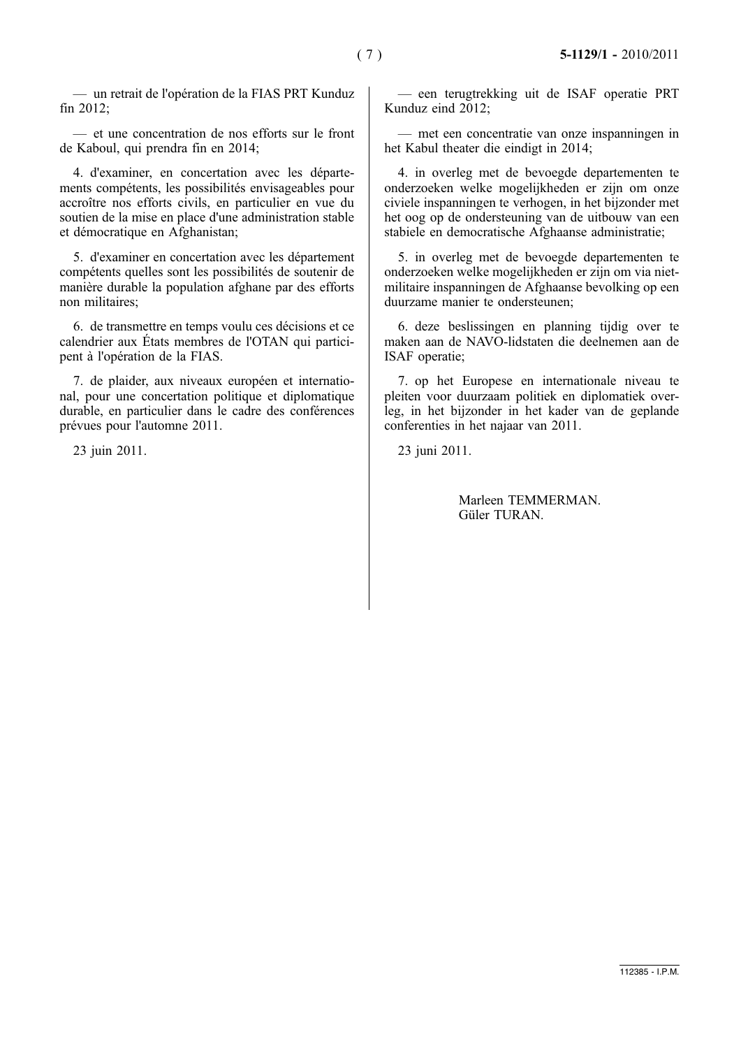— un retrait de l'opération de la FIAS PRT Kunduz fin 2012;

— et une concentration de nos efforts sur le front de Kaboul, qui prendra fin en 2014;

4. d'examiner, en concertation avec les départements compétents, les possibilités envisageables pour accroître nos efforts civils, en particulier en vue du soutien de la mise en place d'une administration stable et démocratique en Afghanistan;

5. d'examiner en concertation avec les département compétents quelles sont les possibilités de soutenir de manière durable la population afghane par des efforts non militaires;

6. de transmettre en temps voulu ces décisions et ce calendrier aux États membres de l'OTAN qui participent à l'opération de la FIAS.

7. de plaider, aux niveaux européen et international, pour une concertation politique et diplomatique durable, en particulier dans le cadre des conférences prévues pour l'automne 2011.

23 juin 2011.

— een terugtrekking uit de ISAF operatie PRT Kunduz eind 2012;

— met een concentratie van onze inspanningen in het Kabul theater die eindigt in 2014;

4. in overleg met de bevoegde departementen te onderzoeken welke mogelijkheden er zijn om onze civiele inspanningen te verhogen, in het bijzonder met het oog op de ondersteuning van de uitbouw van een stabiele en democratische Afghaanse administratie;

5. in overleg met de bevoegde departementen te onderzoeken welke mogelijkheden er zijn om via niet-militaire inspanningen de Afghaanse bevolking op een duurzame manier te ondersteunen;

6. deze beslissingen en planning tijdig over te maken aan de NAVO-lidstaten die deelnemen aan de ISAF operatie;

7. op het Europese en internationale niveau te pleiten voor duurzaam politiek en diplomatiek overleg, in het bijzonder in het kader van de geplande conferenties in het najaar van 2011.

23 juni 2011.

Marleen TEMMERMAN.
Güler TURAN.